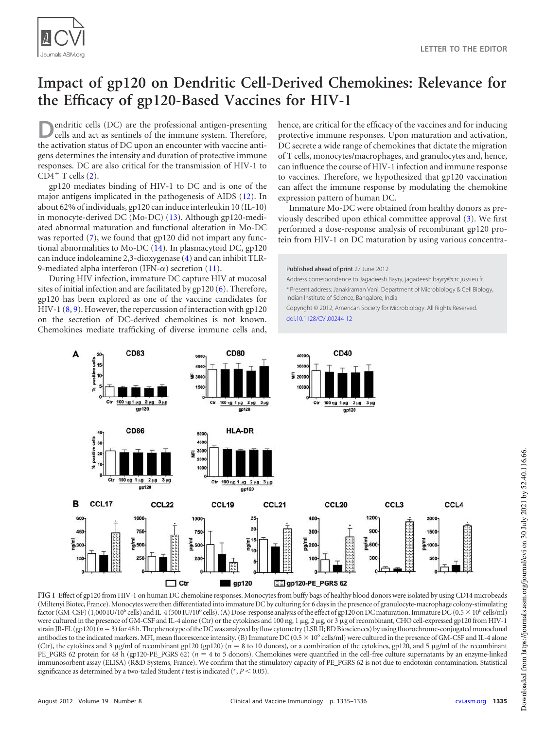LETTER TO THE EDITOR

# Impact of gp120 on Dendritic Cell-Derived Chemokines: Relevance for the Efficacy of gp120-Based Vaccines for HIV-1

Dendritic cells (DC) are the professional antigen-presenting cells and act as sentinels of the immune system. Therefore, the activation status of DC upon an encounter with vaccine antigens determines the intensity and duration of protective immune responses. DC are also critical for the transmission of HIV-1 to $CD4^+$ T cells (2).

gp120 mediates binding of HIV-1 to DC and is one of the major antigens implicated in the pathogenesis of AIDS (12). In about 62% of individuals, gp120 can induce interleukin 10 (IL-10) in monocyte-derived DC (Mo-DC) (13). Although gp120-mediated abnormal maturation and functional alteration in Mo-DC was reported (7), we found that gp120 did not impart any functional abnormalities to Mo-DC (14). In plasmacytoid DC, gp120 can induce indoleamine 2,3-dioxygenase (4) and can inhibit TLR-9-mediated alpha interferon (IFN-α) secretion (11).

During HIV infection, immature DC capture HIV at mucosal sites of initial infection and are facilitated by gp120 (6). Therefore, gp120 has been explored as one of the vaccine candidates for HIV-1 (8, 9). However, the repercussion of interaction with gp120 on the secretion of DC-derived chemokines is not known. Chemokines mediate trafficking of diverse immune cells and, hence, are critical for the efficacy of the vaccines and for inducing protective immune responses. Upon maturation and activation, DC secrete a wide range of chemokines that dictate the migration of T cells, monocytes/macrophages, and granulocytes and, hence, can influence the course of HIV-1 infection and immune response to vaccines. Therefore, we hypothesized that gp120 vaccination can affect the immune response by modulating the chemokine expression pattern of human DC.

Immature Mo-DC were obtained from healthy donors as previously described upon ethical committee approval (3). We first performed a dose-response analysis of recombinant gp120 protein from HIV-1 on DC maturation by using various concentra-

Published ahead of print 27 June 2012

Address correspondence to Jagadeesh Bayry, jagadeesh.bayry@crc.jussieu.fr.

* Present address: Janakiraman Vani, Department of Microbiology & Cell Biology, Indian Institute of Science, Bangalore, India.

Copyright © 2012, American Society for Microbiology. All Rights Reserved.

doi:10.1128/CVI.00244-12

FIG 1 Effect of gp120 from HIV-1 on human DC chemokine responses. Monocytes from buffy bags of healthy blood donors were isolated by using CD14 microbeads (Miltenyi Biotec, France). Monocytes were then differentiated into immature DC by culturing for 6 days in the presence of granulocyte-macrophage colony-stimulating factor (GM-CSF) (1,000 IU/$10^6$ cells) and IL-4 (500 IU/$10^6$ cells). (A) Dose-response analysis of the effect of gp120 on DC maturation. Immature DC ($0.5 \times 10^6$ cells/ml) were cultured in the presence of GM-CSF and IL-4 alone (Ctr) or the cytokines and 100 ng, 1 μg, 2 μg, or 3 μg of recombinant, CHO cell-expressed gp120 from HIV-1 strain JR-FL (gp120) ($n = 3$) for 48 h. The phenotype of the DC was analyzed by flow cytometry (LSR II; BD Biosciences) by using fluorochrome-conjugated monoclonal antibodies to the indicated markers. MFI, mean fluorescence intensity. (B) Immature DC ($0.5 \times 10^6$ cells/ml) were cultured in the presence of GM-CSF and IL-4 alone (Ctr), the cytokines and 3 μg/ml of recombinant gp120 (gp120) ($n = 8$ to 10 donors), or a combination of the cytokines, gp120, and 5 μg/ml of the recombinant PE_PGRS 62 protein for 48 h (gp120-PE_PGRS 62) ($n = 4$ to 5 donors). Chemokines were quantified in the cell-free culture supernatants by an enzyme-linked immunosorbent assay (ELISA) (R&D Systems, France). We confirm that the stimulatory capacity of PE_PGRS 62 is not due to endotoxin contamination. Statistical significance as determined by a two-tailed Student $t$ test is indicated (*, $P < 0.05$).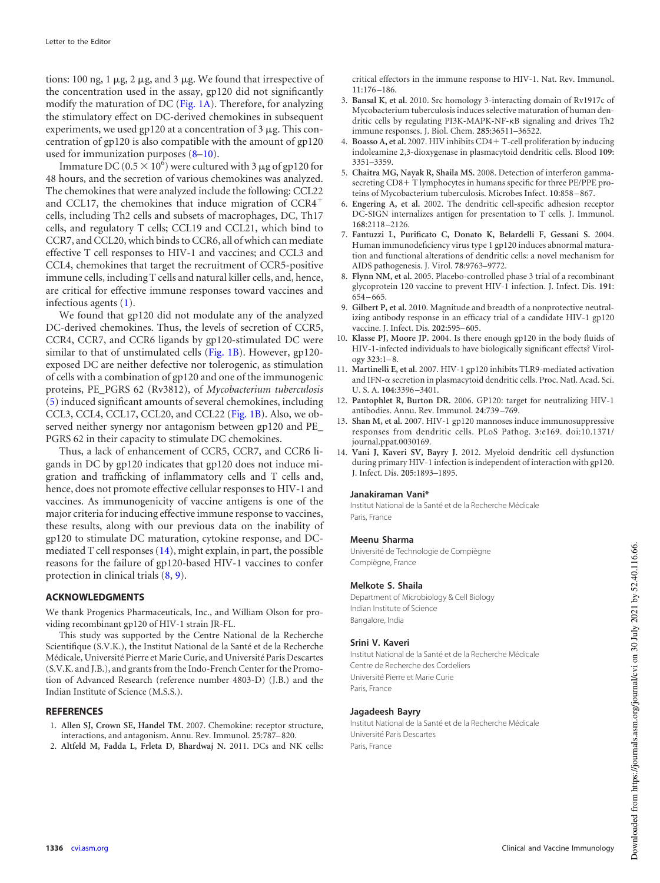tions: 100 ng, 1 μg, 2 μg, and 3 μg. We found that irrespective of the concentration used in the assay, gp120 did not significantly modify the maturation of DC (Fig. 1A). Therefore, for analyzing the stimulatory effect on DC-derived chemokines in subsequent experiments, we used gp120 at a concentration of 3 μg. This concentration of gp120 is also compatible with the amount of gp120 used for immunization purposes (8–10).

Immature DC ($0.5 \times 10^6$) were cultured with 3 μg of gp120 for 48 hours, and the secretion of various chemokines was analyzed. The chemokines that were analyzed include the following: CCL22 and CCL17, the chemokines that induce migration of CCR4$^+$ cells, including Th2 cells and subsets of macrophages, DC, Th17 cells, and regulatory T cells; CCL19 and CCL21, which bind to CCR7, and CCL20, which binds to CCR6, all of which can mediate effective T cell responses to HIV-1 and vaccines; and CCL3 and CCL4, chemokines that target the recruitment of CCR5-positive immune cells, including T cells and natural killer cells, and, hence, are critical for effective immune responses toward vaccines and infectious agents (1).

We found that gp120 did not modulate any of the analyzed DC-derived chemokines. Thus, the levels of secretion of CCR5, CCR4, CCR7, and CCR6 ligands by gp120-stimulated DC were similar to that of unstimulated cells (Fig. 1B). However, gp120-exposed DC are neither defective nor tolerogenic, as stimulation of cells with a combination of gp120 and one of the immunogenic proteins, PE_PGRS 62 (Rv3812), of *Mycobacterium tuberculosis* (5) induced significant amounts of several chemokines, including CCL3, CCL4, CCL17, CCL20, and CCL22 (Fig. 1B). Also, we observed neither synergy nor antagonism between gp120 and PE_PGRS 62 in their capacity to stimulate DC chemokines.

Thus, a lack of enhancement of CCR5, CCR7, and CCR6 ligands in DC by gp120 indicates that gp120 does not induce migration and trafficking of inflammatory cells and T cells and, hence, does not promote effective cellular responses to HIV-1 and vaccines. As immunogenicity of vaccine antigens is one of the major criteria for inducing effective immune response to vaccines, these results, along with our previous data on the inability of gp120 to stimulate DC maturation, cytokine response, and DC-mediated T cell responses (14), might explain, in part, the possible reasons for the failure of gp120-based HIV-1 vaccines to confer protection in clinical trials (8, 9).

## ACKNOWLEDGMENTS

We thank Progenics Pharmaceuticals, Inc., and William Olson for providing recombinant gp120 of HIV-1 strain JR-FL.

This study was supported by the Centre National de la Recherche Scientifique (S.V.K.), the Institut National de la Santé et de la Recherche Médicale, Université Pierre et Marie Curie, and Université Paris Descartes (S.V.K. and J.B.), and grants from the Indo-French Center for the Promotion of Advanced Research (reference number 4803-D) (J.B.) and the Indian Institute of Science (M.S.S.).

## REFERENCES

1. **Allen SJ, Crown SE, Handel TM.** 2007. Chemokine: receptor structure, interactions, and antagonism. Annu. Rev. Immunol. **25**:787–820.
2. **Altfeld M, Fadda L, Frleta D, Bhardwaj N.** 2011. DCs and NK cells: critical effectors in the immune response to HIV-1. Nat. Rev. Immunol. **11**:176–186.
3. **Bansal K, et al.** 2010. Src homology 3-interacting domain of Rv1917c of Mycobacterium tuberculosis induces selective maturation of human dendritic cells by regulating PI3K-MAPK-NF-κB signaling and drives Th2 immune responses. J. Biol. Chem. **285**:36511–36522.
4. **Boasso A, et al.** 2007. HIV inhibits CD4+ T-cell proliferation by inducing indoleamine 2,3-dioxygenase in plasmacytoid dendritic cells. Blood **109**: 3351–3359.
5. **Chaitra MG, Nayak R, Shaila MS.** 2008. Detection of interferon gamma-secreting CD8+ T lymphocytes in humans specific for three PE/PPE proteins of Mycobacterium tuberculosis. Microbes Infect. **10**:858–867.
6. **Engering A, et al.** 2002. The dendritic cell-specific adhesion receptor DC-SIGN internalizes antigen for presentation to T cells. J. Immunol. **168**:2118–2126.
7. **Fantuzzi L, Purificato C, Donato K, Belardelli F, Gessani S.** 2004. Human immunodeficiency virus type 1 gp120 induces abnormal maturation and functional alterations of dendritic cells: a novel mechanism for AIDS pathogenesis. J. Virol. **78**:9763–9772.
8. **Flynn NM, et al.** 2005. Placebo-controlled phase 3 trial of a recombinant glycoprotein 120 vaccine to prevent HIV-1 infection. J. Infect. Dis. **191**: 654–665.
9. **Gilbert P, et al.** 2010. Magnitude and breadth of a nonprotective neutralizing antibody response in an efficacy trial of a candidate HIV-1 gp120 vaccine. J. Infect. Dis. **202**:595–605.
10. **Klasse PJ, Moore JP.** 2004. Is there enough gp120 in the body fluids of HIV-1-infected individuals to have biologically significant effects? Virology **323**:1–8.
11. **Martinelli E, et al.** 2007. HIV-1 gp120 inhibits TLR9-mediated activation and IFN-α secretion in plasmacytoid dendritic cells. Proc. Natl. Acad. Sci. U. S. A. **104**:3396–3401.
12. **Pantophlet R, Burton DR.** 2006. GP120: target for neutralizing HIV-1 antibodies. Annu. Rev. Immunol. **24**:739–769.
13. **Shan M, et al.** 2007. HIV-1 gp120 mannoses induce immunosuppressive responses from dendritic cells. PLoS Pathog. **3**:e169. doi:10.1371/journal.ppat.0030169.
14. **Vani J, Kaveri SV, Bayry J.** 2012. Myeloid dendritic cell dysfunction during primary HIV-1 infection is independent of interaction with gp120. J. Infect. Dis. **205**:1893–1895.

**Janakiraman Vani***
Institut National de la Santé et de la Recherche Médicale
Paris, France

**Meenu Sharma**
Université de Technologie de Compiègne
Compiègne, France

**Melkote S. Shaila**
Department of Microbiology & Cell Biology
Indian Institute of Science
Bangalore, India

**Srini V. Kaveri**
Institut National de la Santé et de la Recherche Médicale
Centre de Recherche des Cordeliers
Université Pierre et Marie Curie
Paris, France

**Jagadeesh Bayry**
Institut National de la Santé et de la Recherche Médicale
Université Paris Descartes
Paris, France